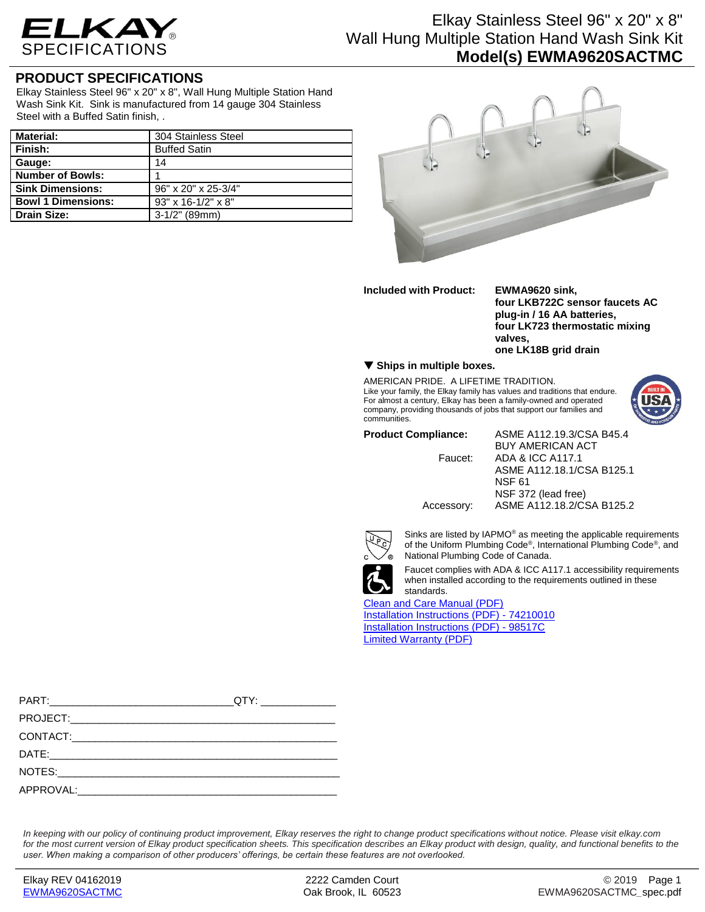# ELKAY SPECIFICATIONS

# Elkay Stainless Steel 96" x 20" x 8" Wall Hung Multiple Station Hand Wash Sink Kit

## Model(s) EWMA9620SACTMC

## PRODUCT SPECIFICATIONS

Elkay Stainless Steel 96" x 20" x 8", Wall Hung Multiple Station Hand Wash Sink Kit. Sink is manufactured from 14 gauge 304 Stainless Steel with a Buffed Satin finish, .

| **Material:** | 304 Stainless Steel |
|---|---|
| **Finish:** | Buffed Satin |
| **Gauge:** | 14 |
| **Number of Bowls:** | 1 |
| **Sink Dimensions:** | 96" x 20" x 25-3/4" |
| **Bowl 1 Dimensions:** | 93" x 16-1/2" x 8" |
| **Drain Size:** | 3-1/2" (89mm) |

**Included with Product:** **EWMA9620 sink, four LKB722C sensor faucets AC plug-in / 16 AA batteries, four LK723 thermostatic mixing valves, one LK18B grid drain**

**▼ Ships in multiple boxes.**

AMERICAN PRIDE. A LIFETIME TRADITION.
Like your family, the Elkay family has values and traditions that endure. For almost a century, Elkay has been a family-owned and operated company, providing thousands of jobs that support our families and communities.

**Product Compliance:** ASME A112.19.3/CSA B45.4
BUY AMERICAN ACT

Faucet: ADA & ICC A117.1
ASME A112.18.1/CSA B125.1
NSF 61
NSF 372 (lead free)

Accessory: ASME A112.18.2/CSA B125.2

Sinks are listed by IAPMO® as meeting the applicable requirements of the Uniform Plumbing Code®, International Plumbing Code®, and National Plumbing Code of Canada.

Faucet complies with ADA & ICC A117.1 accessibility requirements when installed according to the requirements outlined in these standards.

[Clean and Care Manual (PDF)](#)
[Installation Instructions (PDF) - 74210010](#)
[Installation Instructions (PDF) - 98517C](#)
[Limited Warranty (PDF)](#)

PART:______________________________QTY: ____________

PROJECT:____________________________________________

CONTACT:____________________________________________

DATE:_______________________________________________

NOTES:______________________________________________

APPROVAL:___________________________________________

*In keeping with our policy of continuing product improvement, Elkay reserves the right to change product specifications without notice. Please visit elkay.com for the most current version of Elkay product specification sheets. This specification describes an Elkay product with design, quality, and functional benefits to the user. When making a comparison of other producers' offerings, be certain these features are not overlooked.*

Elkay REV 04162019
EWMA9620SACTMC

2222 Camden Court
Oak Brook, IL 60523

© 2019
EWMA9620SACTMC_spec.pdf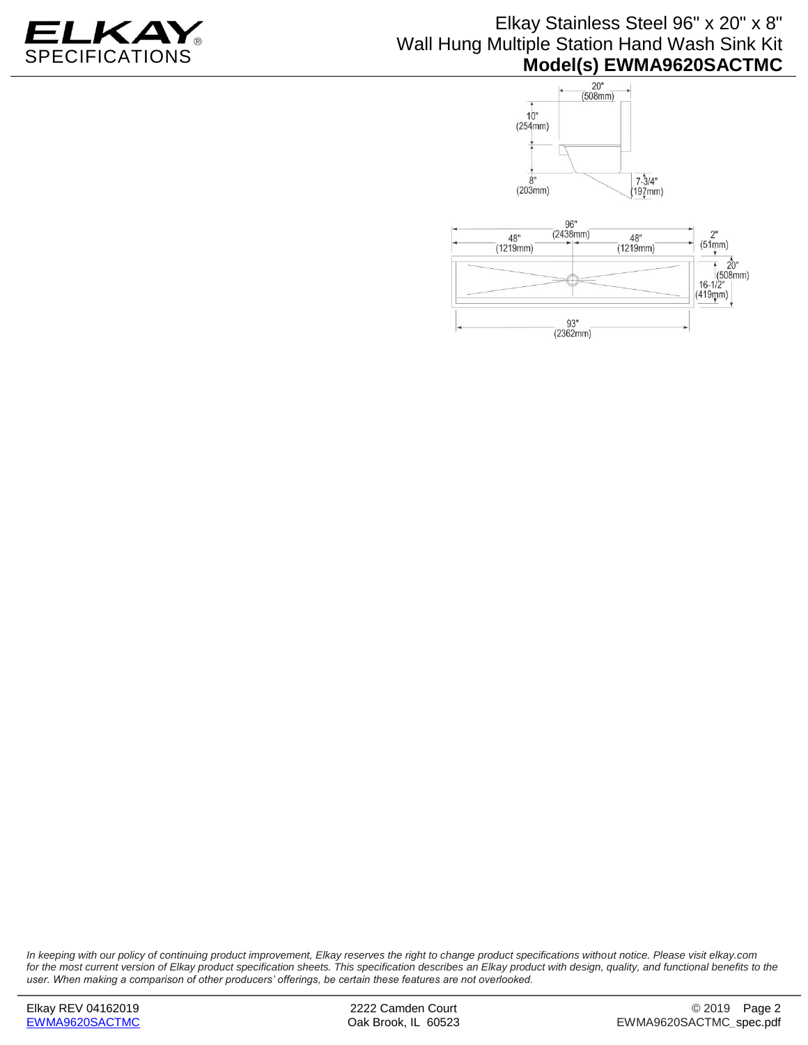# Elkay Stainless Steel 96" x 20" x 8" Wall Hung Multiple Station Hand Wash Sink Kit

## Model(s) EWMA9620SACTMC

20" (508mm)

10" (254mm)

8" (203mm)

7-3/4" (197mm)

96" (2438mm)

48" (1219mm)

48" (1219mm)

2" (51mm)

20" (508mm)

16-1/2" (419mm)

93" (2362mm)

*In keeping with our policy of continuing product improvement, Elkay reserves the right to change product specifications without notice. Please visit elkay.com for the most current version of Elkay product specification sheets. This specification describes an Elkay product with design, quality, and functional benefits to the user. When making a comparison of other producers' offerings, be certain these features are not overlooked.*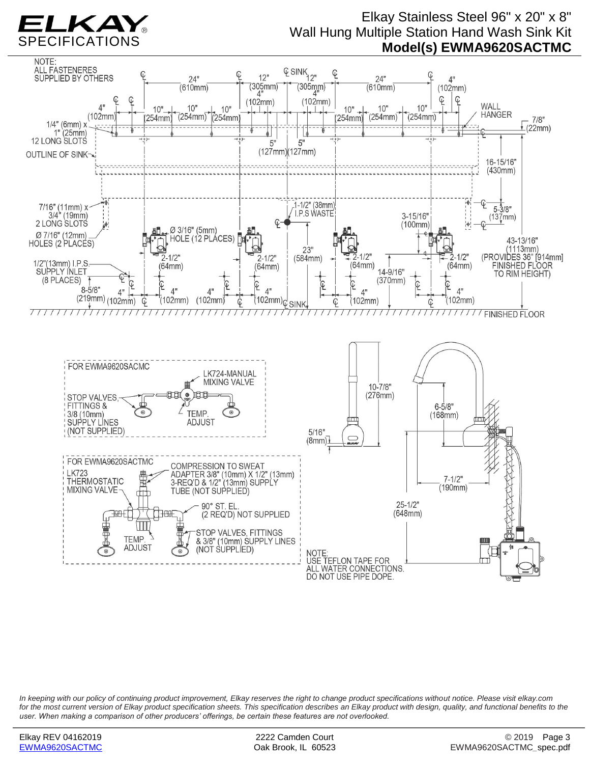# Elkay Stainless Steel 96" x 20" x 8" Wall Hung Multiple Station Hand Wash Sink Kit

**Model(s) EWMA9620SACTMC**

NOTE:
ALL FASTENERES
SUPPLIED BY OTHERS

24" (610mm)
12" (305mm)
12" (305mm)
24" (610mm)
4" (102mm)
4" (102mm)
4" (102mm)
4" (102mm)
10" (254mm)
10" (254mm)
10" (254mm)
10" (254mm)
10" (254mm)
10" (254mm)
℄ SINK
WALL HANGER
7/8" (22mm)
1/4" (6mm) x 1" (25mm) 12 LONG SLOTS
5" (127mm)
5" (127mm)
OUTLINE OF SINK
16-15/16" (430mm)
7/16" (11mm) x 3/4" (19mm) 2 LONG SLOTS
Ø 7/16" (12mm) HOLES (2 PLACES)
1-1/2" (38mm) I.P.S WASTE
Ø 3/16" (5mm) HOLE (12 PLACES)
3-15/16" (100mm)
5-3/8" (137mm)
43-13/16" (1113mm) (PROVIDES 36" [914mm] FINISHED FLOOR TO RIM HEIGHT)
1/2"(13mm) I.P.S. SUPPLY INLET (8 PLACES)
2-1/2" (64mm)
2-1/2" (64mm)
23" (584mm)
2-1/2" (64mm)
2-1/2" (64mm)
14-9/16" (370mm)
8-5/8" (219mm)
4" (102mm)
4" (102mm)
4" (102mm)
4" (102mm)
4" (102mm)
4" (102mm)
℄ SINK
FINISHED FLOOR

FOR EWMA9620SACMC
LK724-MANUAL MIXING VALVE
STOP VALVES, FITTINGS & 3/8 (10mm) SUPPLY LINES (NOT SUPPLIED)
TEMP. ADJUST

FOR EWMA9620SACTMC
LK723 THERMOSTATIC MIXING VALVE
COMPRESSION TO SWEAT ADAPTER 3/8" (10mm) X 1/2" (13mm) 3-REQ'D & 1/2" (13mm) SUPPLY TUBE (NOT SUPPLIED)
90° ST. EL. (2 REQ'D) NOT SUPPLIED
TEMP. ADJUST
STOP VALVES, FITTINGS & 3/8" (10mm) SUPPLY LINES (NOT SUPPLIED)

10-7/8" (276mm)
6-5/8" (168mm)
5/16" (8mm)
7-1/2" (190mm)
25-1/2" (648mm)

NOTE:
USE TEFLON TAPE FOR ALL WATER CONNECTIONS.
DO NOT USE PIPE DOPE.

*In keeping with our policy of continuing product improvement, Elkay reserves the right to change product specifications without notice. Please visit elkay.com for the most current version of Elkay product specification sheets. This specification describes an Elkay product with design, quality, and functional benefits to the user. When making a comparison of other producers' offerings, be certain these features are not overlooked.*

Elkay REV 04162019
EWMA9620SACTMC

2222 Camden Court
Oak Brook, IL 60523

© 2019
EWMA9620SACTMC_spec.pdf